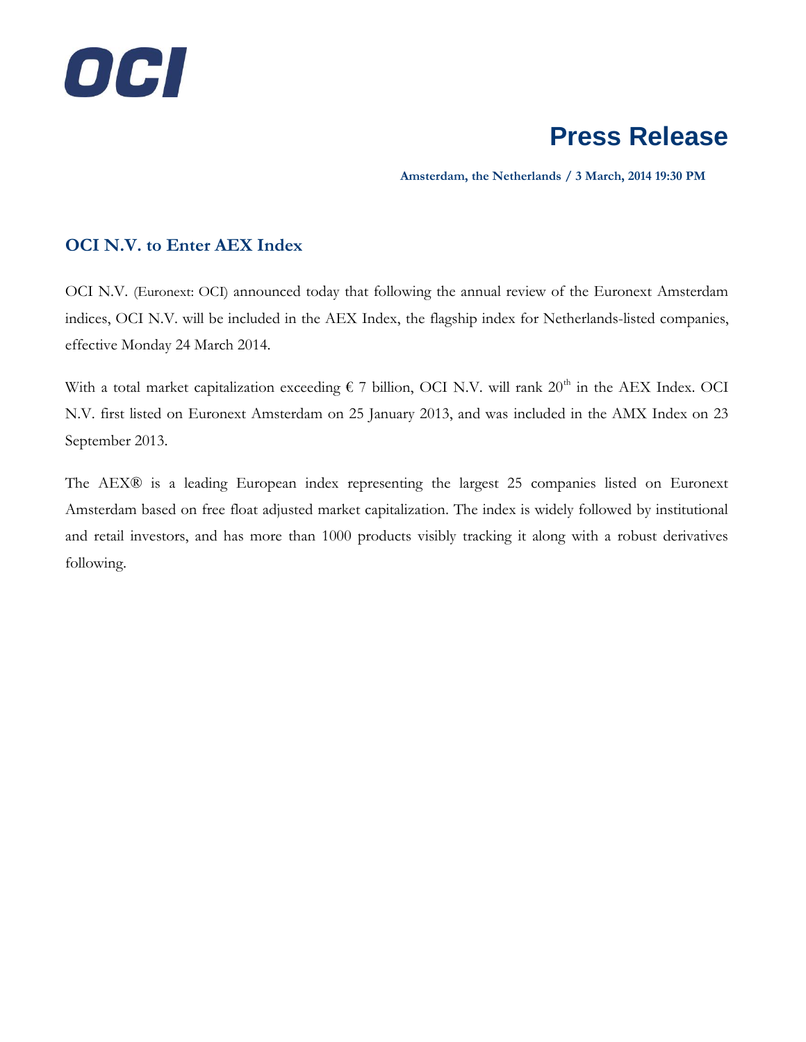# Press Release

**Amsterdam, the Netherlands / 3 March, 2014 19:30 PM**

## OCI N.V. to Enter AEX Index

OCI N.V. (Euronext: OCI) announced today that following the annual review of the Euronext Amsterdam indices, OCI N.V. will be included in the AEX Index, the flagship index for Netherlands-listed companies, effective Monday 24 March 2014.

With a total market capitalization exceeding € 7 billion, OCI N.V. will rank 20th in the AEX Index. OCI N.V. first listed on Euronext Amsterdam on 25 January 2013, and was included in the AMX Index on 23 September 2013.

The AEX® is a leading European index representing the largest 25 companies listed on Euronext Amsterdam based on free float adjusted market capitalization. The index is widely followed by institutional and retail investors, and has more than 1000 products visibly tracking it along with a robust derivatives following.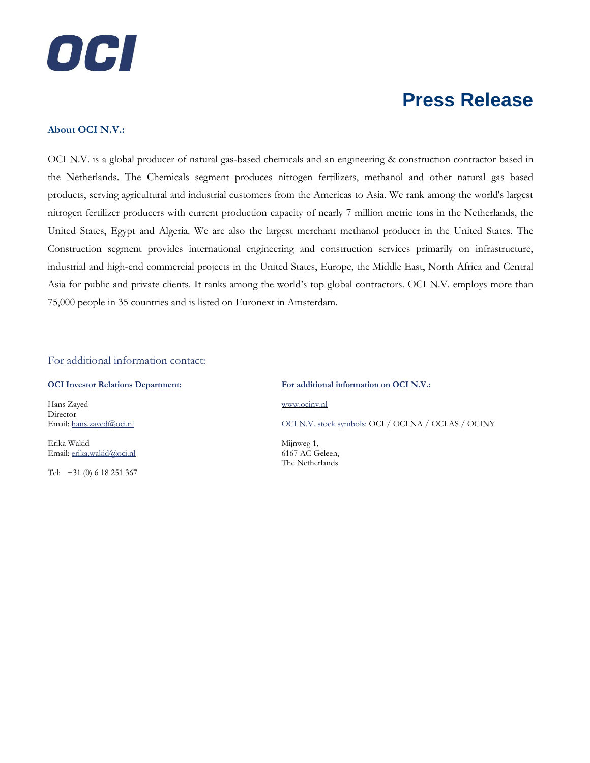# Press Release

**About OCI N.V.:**

OCI N.V. is a global producer of natural gas-based chemicals and an engineering & construction contractor based in the Netherlands. The Chemicals segment produces nitrogen fertilizers, methanol and other natural gas based products, serving agricultural and industrial customers from the Americas to Asia. We rank among the world's largest nitrogen fertilizer producers with current production capacity of nearly 7 million metric tons in the Netherlands, the United States, Egypt and Algeria. We are also the largest merchant methanol producer in the United States. The Construction segment provides international engineering and construction services primarily on infrastructure, industrial and high-end commercial projects in the United States, Europe, the Middle East, North Africa and Central Asia for public and private clients. It ranks among the world's top global contractors. OCI N.V. employs more than 75,000 people in 35 countries and is listed on Euronext in Amsterdam.

## For additional information contact:

**OCI Investor Relations Department:**

Hans Zayed
Director
Email: hans.zayed@oci.nl

Erika Wakid
Email: erika.wakid@oci.nl

Tel: +31 (0) 6 18 251 367

**For additional information on OCI N.V.:**

www.ocinv.nl

OCI N.V. stock symbols: OCI / OCI.NA / OCI.AS / OCINY

Mijnweg 1,
6167 AC Geleen,
The Netherlands